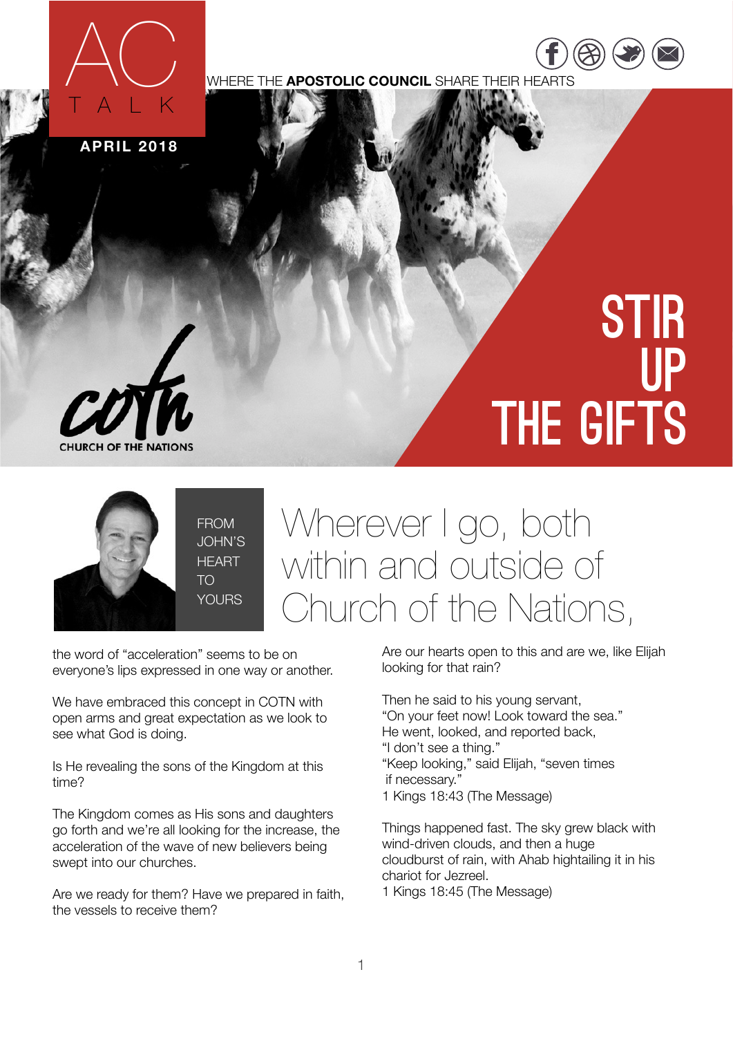# AC TALK

WHERE THE **APOSTOLIC COUNCIL** SHARE THEIR HEARTS

**APRIL 2018**

# STIR UP THE GIFTS

coth
CHURCH OF THE NATIONS

## FROM JOHN'S HEART TO YOURS

## Wherever I go, both within and outside of Church of the Nations,

the word of "acceleration" seems to be on everyone's lips expressed in one way or another.

We have embraced this concept in COTN with open arms and great expectation as we look to see what God is doing.

Is He revealing the sons of the Kingdom at this time?

The Kingdom comes as His sons and daughters go forth and we're all looking for the increase, the acceleration of the wave of new believers being swept into our churches.

Are we ready for them? Have we prepared in faith, the vessels to receive them?

Are our hearts open to this and are we, like Elijah looking for that rain?

Then he said to his young servant,
"On your feet now! Look toward the sea."
He went, looked, and reported back,
"I don't see a thing."
"Keep looking," said Elijah, "seven times
if necessary."
1 Kings 18:43 (The Message)

Things happened fast. The sky grew black with wind-driven clouds, and then a huge cloudburst of rain, with Ahab hightailing it in his chariot for Jezreel.
1 Kings 18:45 (The Message)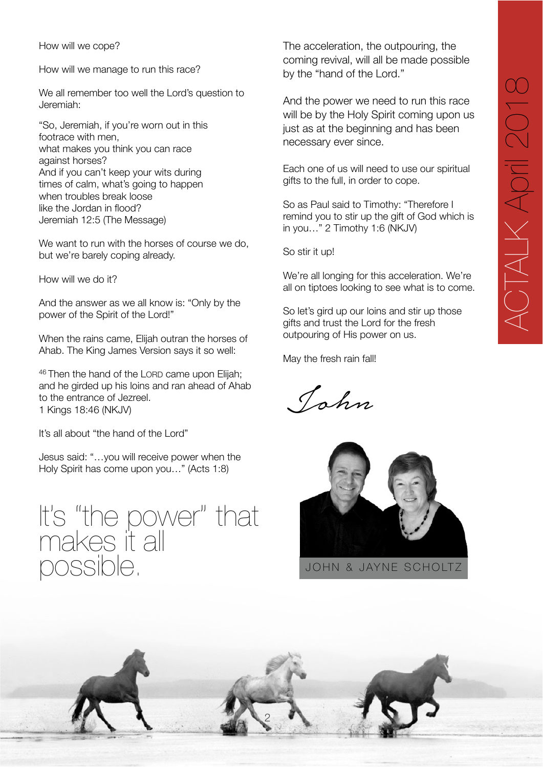How will we cope?

How will we manage to run this race?

We all remember too well the Lord's question to Jeremiah:

"So, Jeremiah, if you're worn out in this
footrace with men,
what makes you think you can race
against horses?
And if you can't keep your wits during
times of calm, what's going to happen
when troubles break loose
like the Jordan in flood?
Jeremiah 12:5 (The Message)

We want to run with the horses of course we do, but we're barely coping already.

How will we do it?

And the answer as we all know is: "Only by the power of the Spirit of the Lord!"

When the rains came, Elijah outran the horses of Ahab. The King James Version says it so well:

[46] Then the hand of the LORD came upon Elijah; and he girded up his loins and ran ahead of Ahab to the entrance of Jezreel.
1 Kings 18:46 (NKJV)

It's all about "the hand of the Lord"

Jesus said: "…you will receive power when the Holy Spirit has come upon you…" (Acts 1:8)

# It's "the power" that makes it all possible.

The acceleration, the outpouring, the coming revival, will all be made possible by the "hand of the Lord."

And the power we need to run this race will be by the Holy Spirit coming upon us just as at the beginning and has been necessary ever since.

Each one of us will need to use our spiritual gifts to the full, in order to cope.

So as Paul said to Timothy: "Therefore I remind you to stir up the gift of God which is in you…" 2 Timothy 1:6 (NKJV)

So stir it up!

We're all longing for this acceleration. We're all on tiptoes looking to see what is to come.

So let's gird up our loins and stir up those gifts and trust the Lord for the fresh outpouring of His power on us.

May the fresh rain fall!

*John*

JOHN & JAYNE SCHOLTZ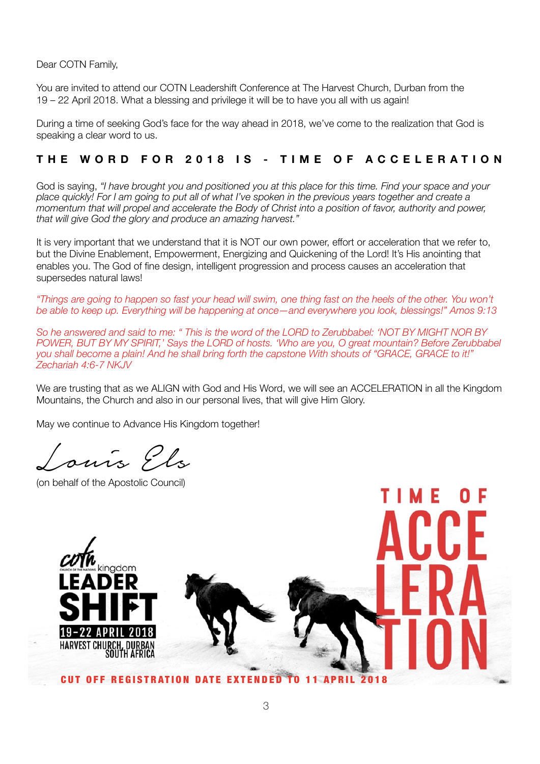Dear COTN Family,

You are invited to attend our COTN Leadershift Conference at The Harvest Church, Durban from the 19 – 22 April 2018. What a blessing and privilege it will be to have you all with us again!

During a time of seeking God's face for the way ahead in 2018, we've come to the realization that God is speaking a clear word to us.

**THE WORD FOR 2018 IS - TIME OF ACCELERATION**

God is saying, *"I have brought you and positioned you at this place for this time. Find your space and your place quickly! For I am going to put all of what I've spoken in the previous years together and create a momentum that will propel and accelerate the Body of Christ into a position of favor, authority and power, that will give God the glory and produce an amazing harvest."*

It is very important that we understand that it is NOT our own power, effort or acceleration that we refer to, but the Divine Enablement, Empowerment, Energizing and Quickening of the Lord! It's His anointing that enables you. The God of fine design, intelligent progression and process causes an acceleration that supersedes natural laws!

*"Things are going to happen so fast your head will swim, one thing fast on the heels of the other. You won't be able to keep up. Everything will be happening at once—and everywhere you look, blessings!" Amos 9:13*

*So he answered and said to me: " This is the word of the LORD to Zerubbabel: 'NOT BY MIGHT NOR BY POWER, BUT BY MY SPIRIT,' Says the LORD of hosts. 'Who are you, O great mountain? Before Zerubbabel you shall become a plain! And he shall bring forth the capstone With shouts of "GRACE, GRACE to it!" Zechariah 4:6-7 NKJV*

We are trusting that as we ALIGN with God and His Word, we will see an ACCELERATION in all the Kingdom Mountains, the Church and also in our personal lives, that will give Him Glory.

May we continue to Advance His Kingdom together!

Louis Els

(on behalf of the Apostolic Council)

COTN Church of the Nations kingdom LEADER SHIFT

19-22 APRIL 2018

HARVEST CHURCH, DURBAN SOUTH AFRICA

TIME OF ACCELERATION

**CUT OFF REGISTRATION DATE EXTENDED TO 11 APRIL 2018**